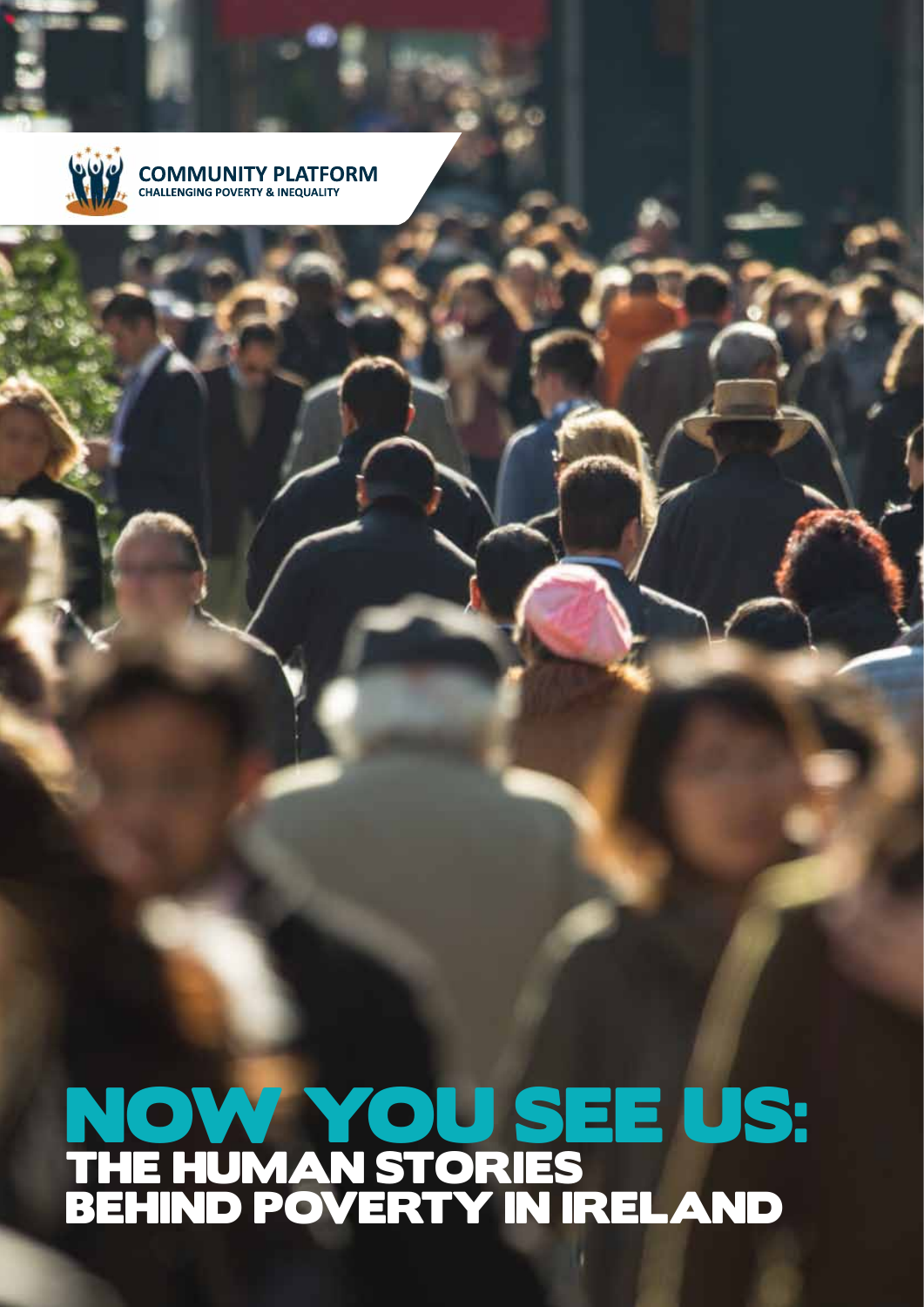COMMUNITY PLATFORM
CHALLENGING POVERTY & INEQUALITY

# NOW YOU SEE US:
## THE HUMAN STORIES BEHIND POVERTY IN IRELAND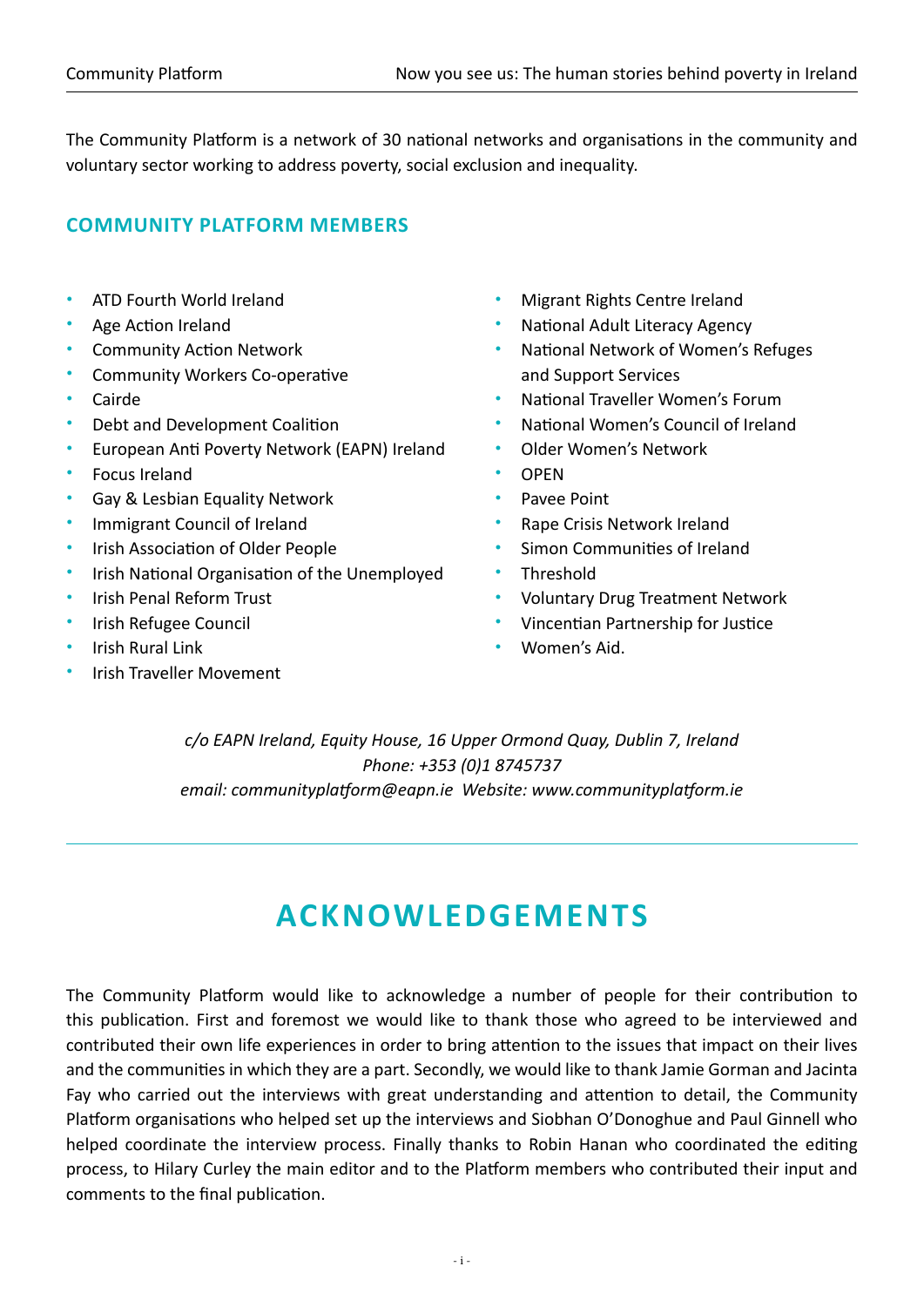The Community Platform is a network of 30 national networks and organisations in the community and voluntary sector working to address poverty, social exclusion and inequality.

## COMMUNITY PLATFORM MEMBERS

- ATD Fourth World Ireland
- Age Action Ireland
- Community Action Network
- Community Workers Co-operative
- Cairde
- Debt and Development Coalition
- European Anti Poverty Network (EAPN) Ireland
- Focus Ireland
- Gay & Lesbian Equality Network
- Immigrant Council of Ireland
- Irish Association of Older People
- Irish National Organisation of the Unemployed
- Irish Penal Reform Trust
- Irish Refugee Council
- Irish Rural Link
- Irish Traveller Movement
- Migrant Rights Centre Ireland
- National Adult Literacy Agency
- National Network of Women's Refuges and Support Services
- National Traveller Women's Forum
- National Women's Council of Ireland
- Older Women's Network
- OPEN
- Pavee Point
- Rape Crisis Network Ireland
- Simon Communities of Ireland
- Threshold
- Voluntary Drug Treatment Network
- Vincentian Partnership for Justice
- Women's Aid.

*c/o EAPN Ireland, Equity House, 16 Upper Ormond Quay, Dublin 7, Ireland*
*Phone: +353 (0)1 8745737*
*email: communityplatform@eapn.ie Website: www.communityplatform.ie*

# ACKNOWLEDGEMENTS

The Community Platform would like to acknowledge a number of people for their contribution to this publication. First and foremost we would like to thank those who agreed to be interviewed and contributed their own life experiences in order to bring attention to the issues that impact on their lives and the communities in which they are a part. Secondly, we would like to thank Jamie Gorman and Jacinta Fay who carried out the interviews with great understanding and attention to detail, the Community Platform organisations who helped set up the interviews and Siobhan O'Donoghue and Paul Ginnell who helped coordinate the interview process. Finally thanks to Robin Hanan who coordinated the editing process, to Hilary Curley the main editor and to the Platform members who contributed their input and comments to the final publication.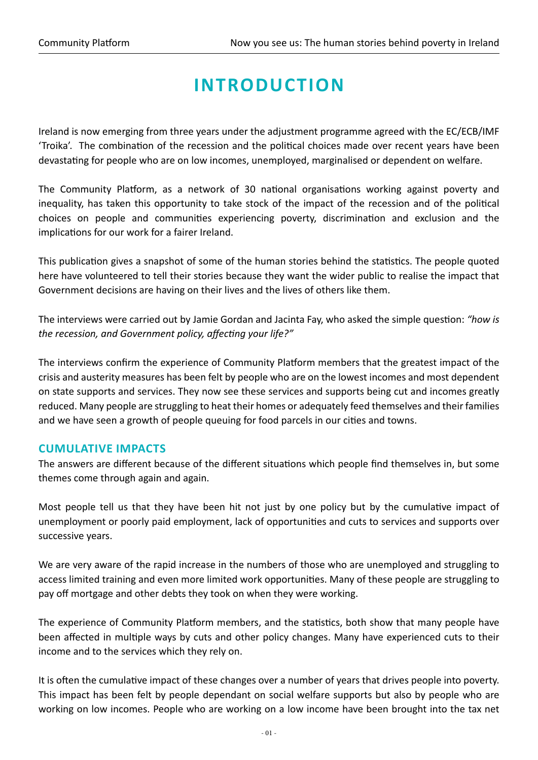# INTRODUCTION

Ireland is now emerging from three years under the adjustment programme agreed with the EC/ECB/IMF 'Troika'. The combination of the recession and the political choices made over recent years have been devastating for people who are on low incomes, unemployed, marginalised or dependent on welfare.

The Community Platform, as a network of 30 national organisations working against poverty and inequality, has taken this opportunity to take stock of the impact of the recession and of the political choices on people and communities experiencing poverty, discrimination and exclusion and the implications for our work for a fairer Ireland.

This publication gives a snapshot of some of the human stories behind the statistics. The people quoted here have volunteered to tell their stories because they want the wider public to realise the impact that Government decisions are having on their lives and the lives of others like them.

The interviews were carried out by Jamie Gordan and Jacinta Fay, who asked the simple question: *"how is the recession, and Government policy, affecting your life?"*

The interviews confirm the experience of Community Platform members that the greatest impact of the crisis and austerity measures has been felt by people who are on the lowest incomes and most dependent on state supports and services. They now see these services and supports being cut and incomes greatly reduced. Many people are struggling to heat their homes or adequately feed themselves and their families and we have seen a growth of people queuing for food parcels in our cities and towns.

## CUMULATIVE IMPACTS

The answers are different because of the different situations which people find themselves in, but some themes come through again and again.

Most people tell us that they have been hit not just by one policy but by the cumulative impact of unemployment or poorly paid employment, lack of opportunities and cuts to services and supports over successive years.

We are very aware of the rapid increase in the numbers of those who are unemployed and struggling to access limited training and even more limited work opportunities. Many of these people are struggling to pay off mortgage and other debts they took on when they were working.

The experience of Community Platform members, and the statistics, both show that many people have been affected in multiple ways by cuts and other policy changes. Many have experienced cuts to their income and to the services which they rely on.

It is often the cumulative impact of these changes over a number of years that drives people into poverty. This impact has been felt by people dependant on social welfare supports but also by people who are working on low incomes. People who are working on a low income have been brought into the tax net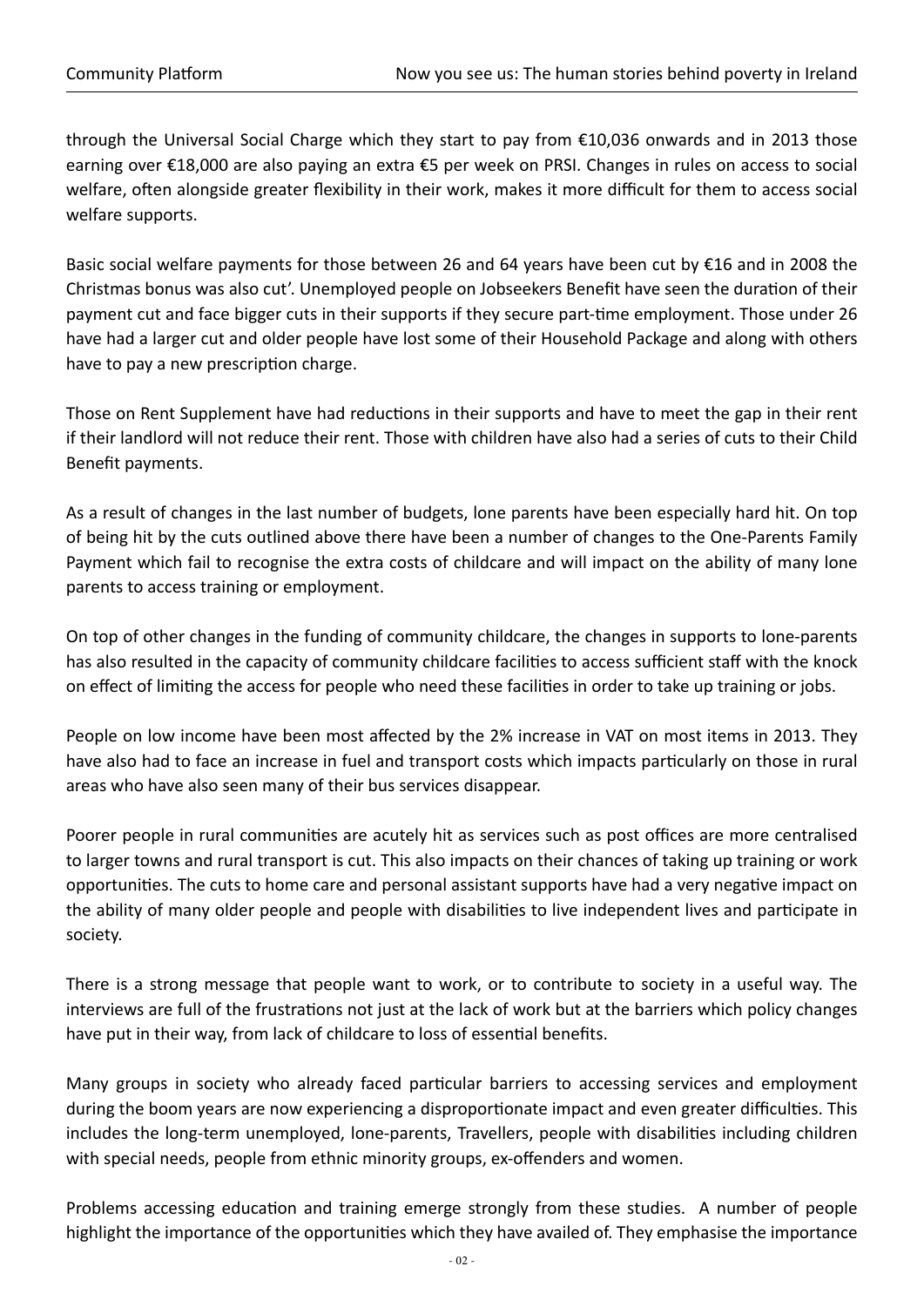through the Universal Social Charge which they start to pay from €10,036 onwards and in 2013 those earning over €18,000 are also paying an extra €5 per week on PRSI. Changes in rules on access to social welfare, often alongside greater flexibility in their work, makes it more difficult for them to access social welfare supports.

Basic social welfare payments for those between 26 and 64 years have been cut by €16 and in 2008 the Christmas bonus was also cut'. Unemployed people on Jobseekers Benefit have seen the duration of their payment cut and face bigger cuts in their supports if they secure part-time employment. Those under 26 have had a larger cut and older people have lost some of their Household Package and along with others have to pay a new prescription charge.

Those on Rent Supplement have had reductions in their supports and have to meet the gap in their rent if their landlord will not reduce their rent. Those with children have also had a series of cuts to their Child Benefit payments.

As a result of changes in the last number of budgets, lone parents have been especially hard hit. On top of being hit by the cuts outlined above there have been a number of changes to the One-Parents Family Payment which fail to recognise the extra costs of childcare and will impact on the ability of many lone parents to access training or employment.

On top of other changes in the funding of community childcare, the changes in supports to lone-parents has also resulted in the capacity of community childcare facilities to access sufficient staff with the knock on effect of limiting the access for people who need these facilities in order to take up training or jobs.

People on low income have been most affected by the 2% increase in VAT on most items in 2013. They have also had to face an increase in fuel and transport costs which impacts particularly on those in rural areas who have also seen many of their bus services disappear.

Poorer people in rural communities are acutely hit as services such as post offices are more centralised to larger towns and rural transport is cut. This also impacts on their chances of taking up training or work opportunities. The cuts to home care and personal assistant supports have had a very negative impact on the ability of many older people and people with disabilities to live independent lives and participate in society.

There is a strong message that people want to work, or to contribute to society in a useful way. The interviews are full of the frustrations not just at the lack of work but at the barriers which policy changes have put in their way, from lack of childcare to loss of essential benefits.

Many groups in society who already faced particular barriers to accessing services and employment during the boom years are now experiencing a disproportionate impact and even greater difficulties. This includes the long-term unemployed, lone-parents, Travellers, people with disabilities including children with special needs, people from ethnic minority groups, ex-offenders and women.

Problems accessing education and training emerge strongly from these studies. A number of people highlight the importance of the opportunities which they have availed of. They emphasise the importance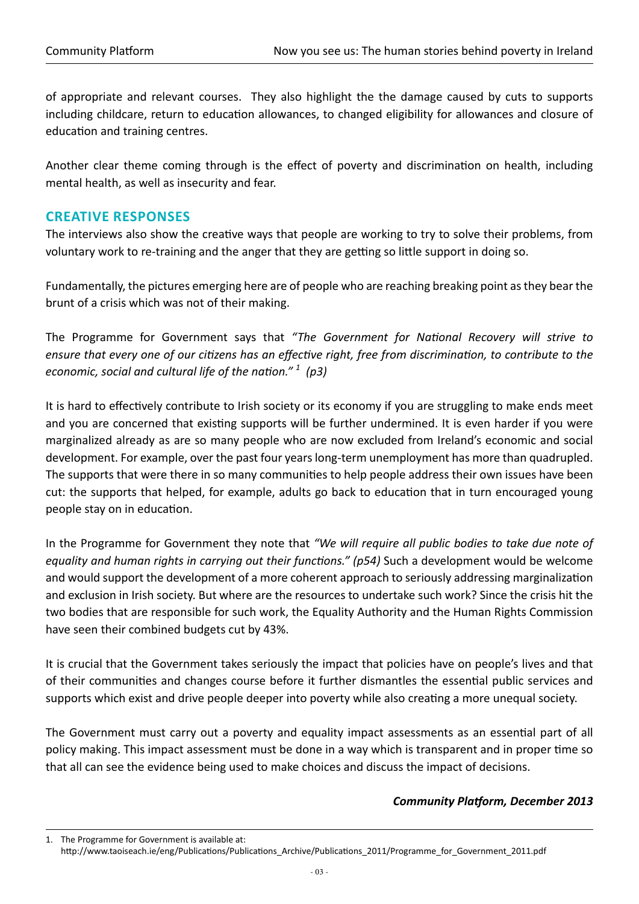of appropriate and relevant courses. They also highlight the the damage caused by cuts to supports including childcare, return to education allowances, to changed eligibility for allowances and closure of education and training centres.

Another clear theme coming through is the effect of poverty and discrimination on health, including mental health, as well as insecurity and fear.

## CREATIVE RESPONSES

The interviews also show the creative ways that people are working to try to solve their problems, from voluntary work to re-training and the anger that they are getting so little support in doing so.

Fundamentally, the pictures emerging here are of people who are reaching breaking point as they bear the brunt of a crisis which was not of their making.

The Programme for Government says that *"The Government for National Recovery will strive to ensure that every one of our citizens has an effective right, free from discrimination, to contribute to the economic, social and cultural life of the nation."* [1] *(p3)*

It is hard to effectively contribute to Irish society or its economy if you are struggling to make ends meet and you are concerned that existing supports will be further undermined. It is even harder if you were marginalized already as are so many people who are now excluded from Ireland's economic and social development. For example, over the past four years long-term unemployment has more than quadrupled. The supports that were there in so many communities to help people address their own issues have been cut: the supports that helped, for example, adults go back to education that in turn encouraged young people stay on in education.

In the Programme for Government they note that *"We will require all public bodies to take due note of equality and human rights in carrying out their functions." (p54)* Such a development would be welcome and would support the development of a more coherent approach to seriously addressing marginalization and exclusion in Irish society. But where are the resources to undertake such work? Since the crisis hit the two bodies that are responsible for such work, the Equality Authority and the Human Rights Commission have seen their combined budgets cut by 43%.

It is crucial that the Government takes seriously the impact that policies have on people's lives and that of their communities and changes course before it further dismantles the essential public services and supports which exist and drive people deeper into poverty while also creating a more unequal society.

The Government must carry out a poverty and equality impact assessments as an essential part of all policy making. This impact assessment must be done in a way which is transparent and in proper time so that all can see the evidence being used to make choices and discuss the impact of decisions.

***Community Platform, December 2013***

---

1. The Programme for Government is available at: http://www.taoiseach.ie/eng/Publications/Publications_Archive/Publications_2011/Programme_for_Government_2011.pdf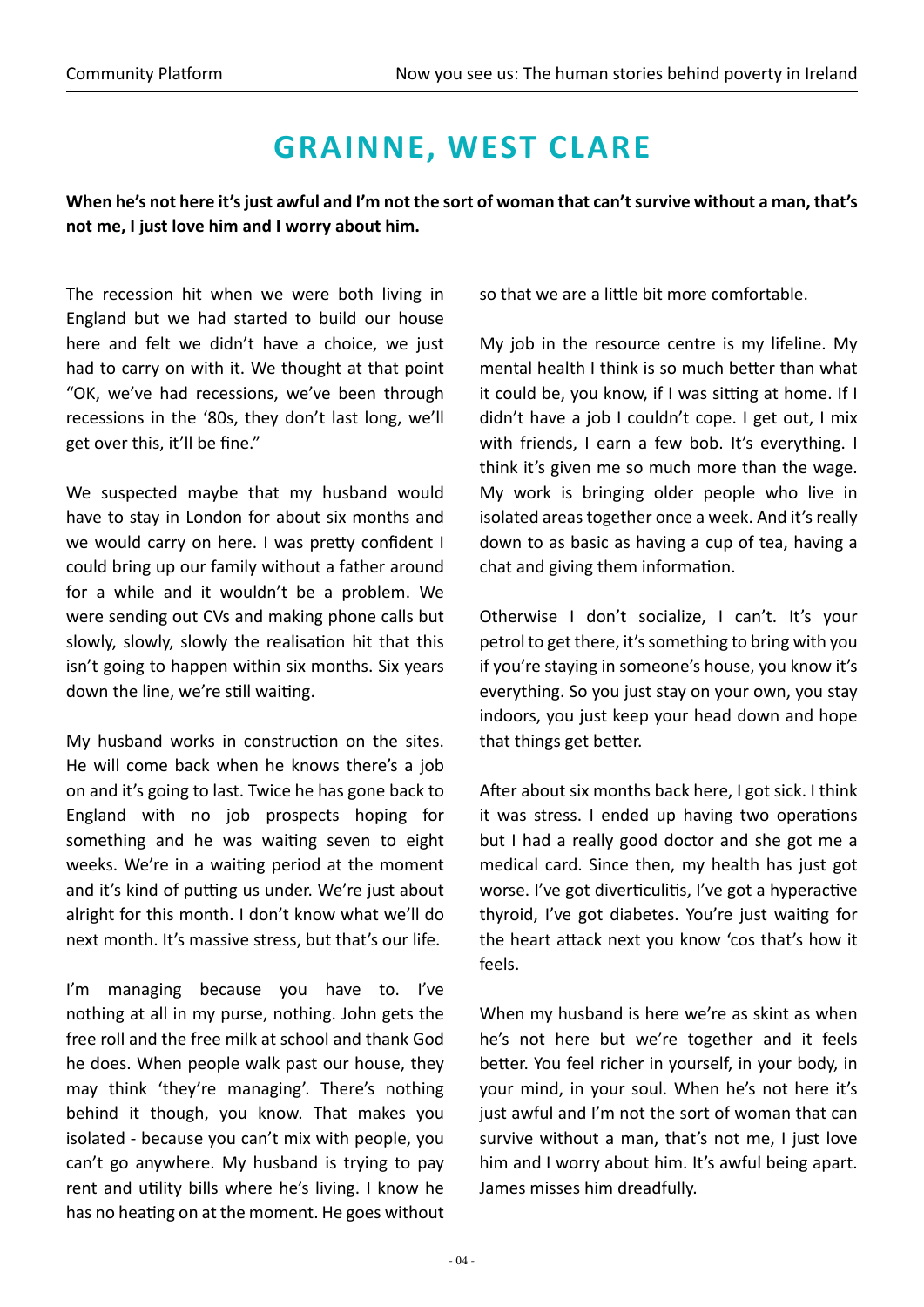# GRAINNE, WEST CLARE

**When he's not here it's just awful and I'm not the sort of woman that can't survive without a man, that's not me, I just love him and I worry about him.**

The recession hit when we were both living in England but we had started to build our house here and felt we didn't have a choice, we just had to carry on with it. We thought at that point "OK, we've had recessions, we've been through recessions in the '80s, they don't last long, we'll get over this, it'll be fine."

We suspected maybe that my husband would have to stay in London for about six months and we would carry on here. I was pretty confident I could bring up our family without a father around for a while and it wouldn't be a problem. We were sending out CVs and making phone calls but slowly, slowly, slowly the realisation hit that this isn't going to happen within six months. Six years down the line, we're still waiting.

My husband works in construction on the sites. He will come back when he knows there's a job on and it's going to last. Twice he has gone back to England with no job prospects hoping for something and he was waiting seven to eight weeks. We're in a waiting period at the moment and it's kind of putting us under. We're just about alright for this month. I don't know what we'll do next month. It's massive stress, but that's our life.

I'm managing because you have to. I've nothing at all in my purse, nothing. John gets the free roll and the free milk at school and thank God he does. When people walk past our house, they may think 'they're managing'. There's nothing behind it though, you know. That makes you isolated - because you can't mix with people, you can't go anywhere. My husband is trying to pay rent and utility bills where he's living. I know he has no heating on at the moment. He goes without so that we are a little bit more comfortable.

My job in the resource centre is my lifeline. My mental health I think is so much better than what it could be, you know, if I was sitting at home. If I didn't have a job I couldn't cope. I get out, I mix with friends, I earn a few bob. It's everything. I think it's given me so much more than the wage. My work is bringing older people who live in isolated areas together once a week. And it's really down to as basic as having a cup of tea, having a chat and giving them information.

Otherwise I don't socialize, I can't. It's your petrol to get there, it's something to bring with you if you're staying in someone's house, you know it's everything. So you just stay on your own, you stay indoors, you just keep your head down and hope that things get better.

After about six months back here, I got sick. I think it was stress. I ended up having two operations but I had a really good doctor and she got me a medical card. Since then, my health has just got worse. I've got diverticulitis, I've got a hyperactive thyroid, I've got diabetes. You're just waiting for the heart attack next you know 'cos that's how it feels.

When my husband is here we're as skint as when he's not here but we're together and it feels better. You feel richer in yourself, in your body, in your mind, in your soul. When he's not here it's just awful and I'm not the sort of woman that can survive without a man, that's not me, I just love him and I worry about him. It's awful being apart. James misses him dreadfully.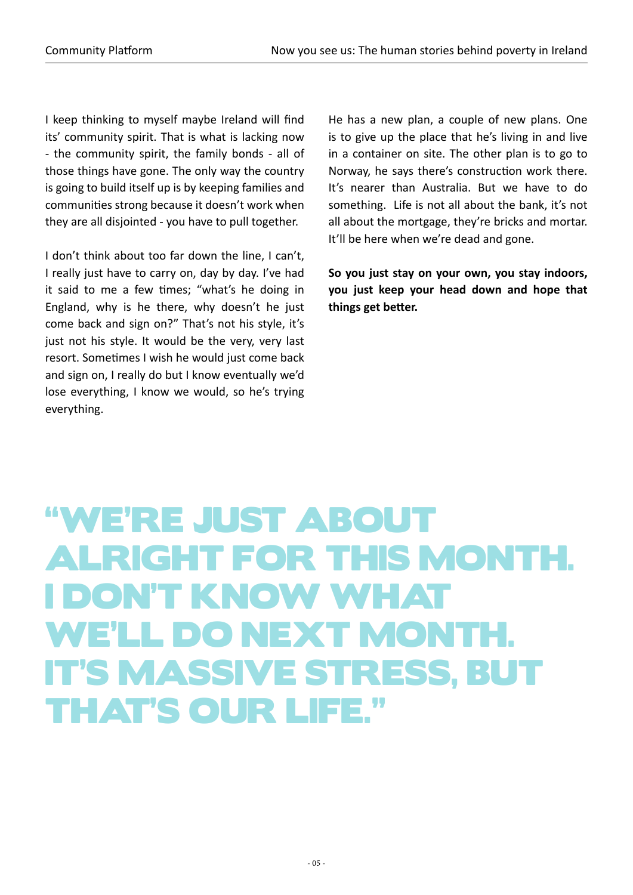I keep thinking to myself maybe Ireland will find its' community spirit. That is what is lacking now - the community spirit, the family bonds - all of those things have gone. The only way the country is going to build itself up is by keeping families and communities strong because it doesn't work when they are all disjointed - you have to pull together.

I don't think about too far down the line, I can't, I really just have to carry on, day by day. I've had it said to me a few times; "what's he doing in England, why is he there, why doesn't he just come back and sign on?" That's not his style, it's just not his style. It would be the very, very last resort. Sometimes I wish he would just come back and sign on, I really do but I know eventually we'd lose everything, I know we would, so he's trying everything.

He has a new plan, a couple of new plans. One is to give up the place that he's living in and live in a container on site. The other plan is to go to Norway, he says there's construction work there. It's nearer than Australia. But we have to do something. Life is not all about the bank, it's not all about the mortgage, they're bricks and mortar. It'll be here when we're dead and gone.

**So you just stay on your own, you stay indoors, you just keep your head down and hope that things get better.**

# "We're just about alright for this month. I don't know what we'll do next month. It's massive stress, but that's our life."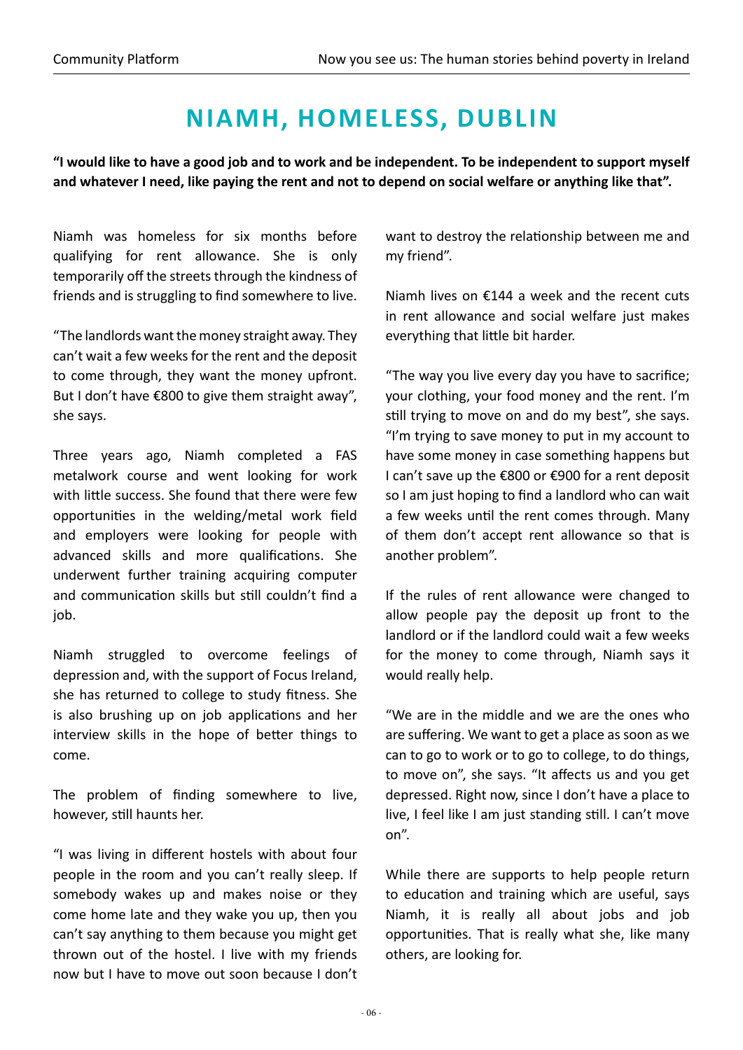# NIAMH, HOMELESS, DUBLIN

**"I would like to have a good job and to work and be independent. To be independent to support myself and whatever I need, like paying the rent and not to depend on social welfare or anything like that".**

Niamh was homeless for six months before qualifying for rent allowance. She is only temporarily off the streets through the kindness of friends and is struggling to find somewhere to live.

"The landlords want the money straight away. They can't wait a few weeks for the rent and the deposit to come through, they want the money upfront. But I don't have €800 to give them straight away", she says.

Three years ago, Niamh completed a FAS metalwork course and went looking for work with little success. She found that there were few opportunities in the welding/metal work field and employers were looking for people with advanced skills and more qualifications. She underwent further training acquiring computer and communication skills but still couldn't find a job.

Niamh struggled to overcome feelings of depression and, with the support of Focus Ireland, she has returned to college to study fitness. She is also brushing up on job applications and her interview skills in the hope of better things to come.

The problem of finding somewhere to live, however, still haunts her.

"I was living in different hostels with about four people in the room and you can't really sleep. If somebody wakes up and makes noise or they come home late and they wake you up, then you can't say anything to them because you might get thrown out of the hostel. I live with my friends now but I have to move out soon because I don't want to destroy the relationship between me and my friend".

Niamh lives on €144 a week and the recent cuts in rent allowance and social welfare just makes everything that little bit harder.

"The way you live every day you have to sacrifice; your clothing, your food money and the rent. I'm still trying to move on and do my best", she says. "I'm trying to save money to put in my account to have some money in case something happens but I can't save up the €800 or €900 for a rent deposit so I am just hoping to find a landlord who can wait a few weeks until the rent comes through. Many of them don't accept rent allowance so that is another problem".

If the rules of rent allowance were changed to allow people pay the deposit up front to the landlord or if the landlord could wait a few weeks for the money to come through, Niamh says it would really help.

"We are in the middle and we are the ones who are suffering. We want to get a place as soon as we can to go to work or to go to college, to do things, to move on", she says. "It affects us and you get depressed. Right now, since I don't have a place to live, I feel like I am just standing still. I can't move on".

While there are supports to help people return to education and training which are useful, says Niamh, it is really all about jobs and job opportunities. That is really what she, like many others, are looking for.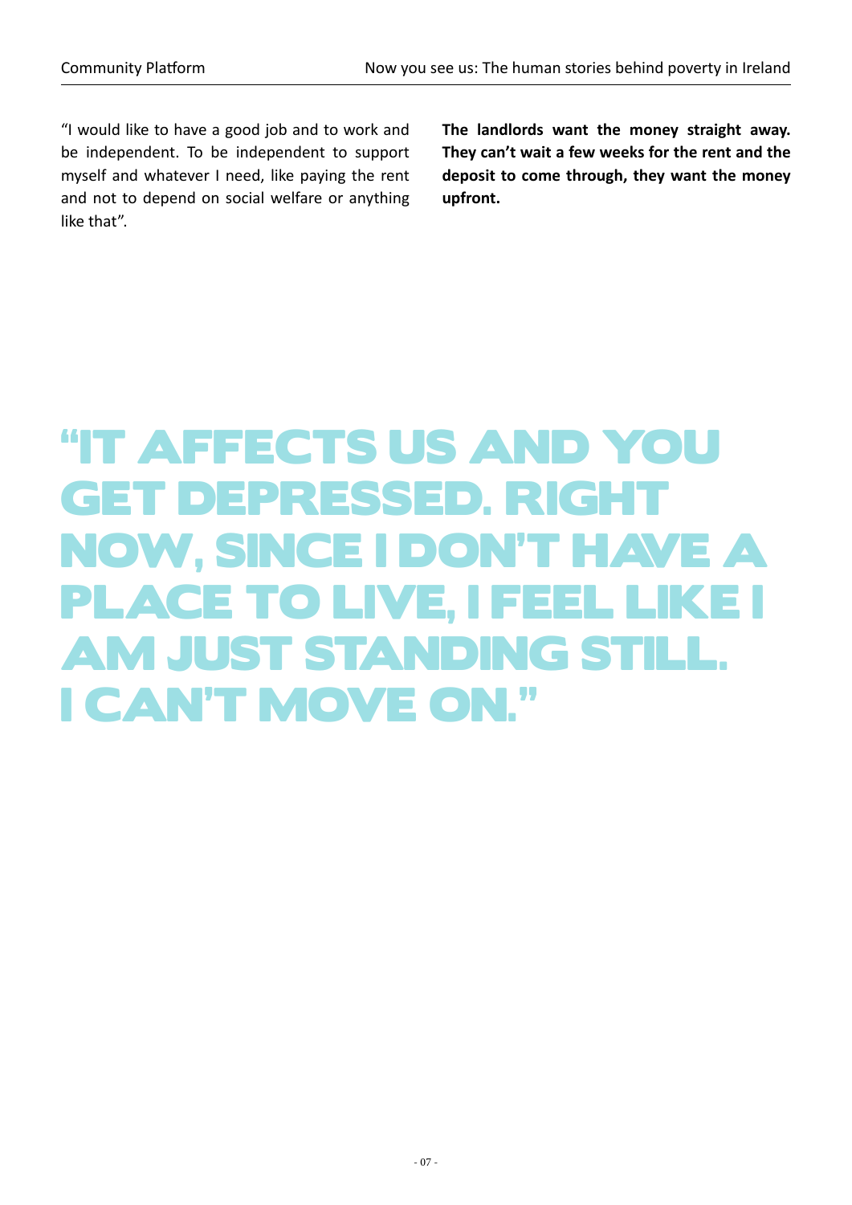"I would like to have a good job and to work and be independent. To be independent to support myself and whatever I need, like paying the rent and not to depend on social welfare or anything like that".

**The landlords want the money straight away. They can't wait a few weeks for the rent and the deposit to come through, they want the money upfront.**

## "IT AFFECTS US AND YOU GET DEPRESSED. RIGHT NOW, SINCE I DON'T HAVE A PLACE TO LIVE, I FEEL LIKE I AM JUST STANDING STILL. I CAN'T MOVE ON."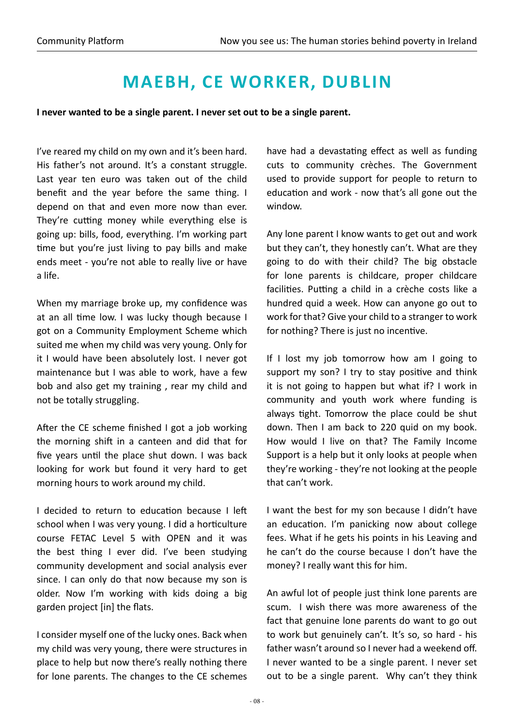# MAEBH, CE WORKER, DUBLIN

**I never wanted to be a single parent. I never set out to be a single parent.**

I've reared my child on my own and it's been hard. His father's not around. It's a constant struggle. Last year ten euro was taken out of the child benefit and the year before the same thing. I depend on that and even more now than ever. They're cutting money while everything else is going up: bills, food, everything. I'm working part time but you're just living to pay bills and make ends meet - you're not able to really live or have a life.

When my marriage broke up, my confidence was at an all time low. I was lucky though because I got on a Community Employment Scheme which suited me when my child was very young. Only for it I would have been absolutely lost. I never got maintenance but I was able to work, have a few bob and also get my training , rear my child and not be totally struggling.

After the CE scheme finished I got a job working the morning shift in a canteen and did that for five years until the place shut down. I was back looking for work but found it very hard to get morning hours to work around my child.

I decided to return to education because I left school when I was very young. I did a horticulture course FETAC Level 5 with OPEN and it was the best thing I ever did. I've been studying community development and social analysis ever since. I can only do that now because my son is older. Now I'm working with kids doing a big garden project [in] the flats.

I consider myself one of the lucky ones. Back when my child was very young, there were structures in place to help but now there's really nothing there for lone parents. The changes to the CE schemes have had a devastating effect as well as funding cuts to community crèches. The Government used to provide support for people to return to education and work - now that's all gone out the window.

Any lone parent I know wants to get out and work but they can't, they honestly can't. What are they going to do with their child? The big obstacle for lone parents is childcare, proper childcare facilities. Putting a child in a crèche costs like a hundred quid a week. How can anyone go out to work for that? Give your child to a stranger to work for nothing? There is just no incentive.

If I lost my job tomorrow how am I going to support my son? I try to stay positive and think it is not going to happen but what if? I work in community and youth work where funding is always tight. Tomorrow the place could be shut down. Then I am back to 220 quid on my book. How would I live on that? The Family Income Support is a help but it only looks at people when they're working - they're not looking at the people that can't work.

I want the best for my son because I didn't have an education. I'm panicking now about college fees. What if he gets his points in his Leaving and he can't do the course because I don't have the money? I really want this for him.

An awful lot of people just think lone parents are scum. I wish there was more awareness of the fact that genuine lone parents do want to go out to work but genuinely can't. It's so, so hard - his father wasn't around so I never had a weekend off. I never wanted to be a single parent. I never set out to be a single parent. Why can't they think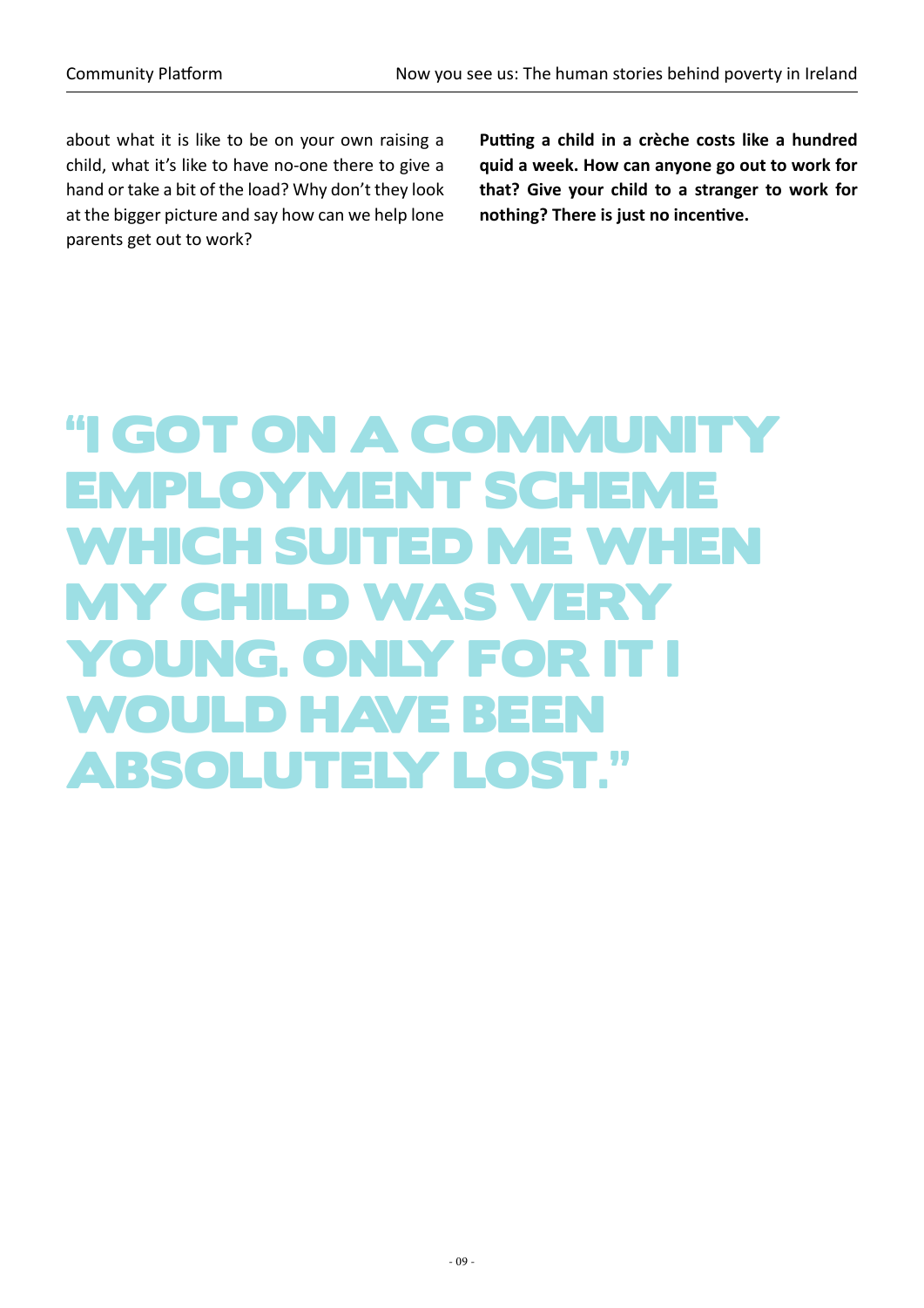about what it is like to be on your own raising a child, what it's like to have no-one there to give a hand or take a bit of the load? Why don't they look at the bigger picture and say how can we help lone parents get out to work?

**Putting a child in a crèche costs like a hundred quid a week. How can anyone go out to work for that? Give your child to a stranger to work for nothing? There is just no incentive.**

## "I GOT ON A COMMUNITY EMPLOYMENT SCHEME WHICH SUITED ME WHEN MY CHILD WAS VERY YOUNG. ONLY FOR IT I WOULD HAVE BEEN ABSOLUTELY LOST."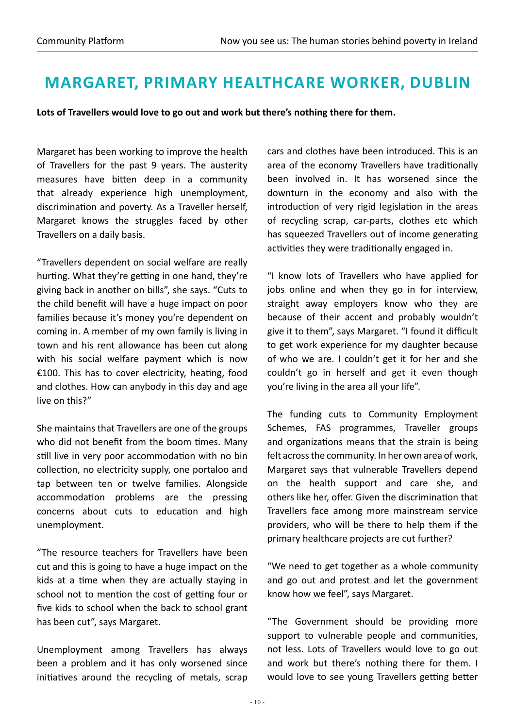# MARGARET, PRIMARY HEALTHCARE WORKER, DUBLIN

**Lots of Travellers would love to go out and work but there's nothing there for them.**

Margaret has been working to improve the health of Travellers for the past 9 years. The austerity measures have bitten deep in a community that already experience high unemployment, discrimination and poverty. As a Traveller herself, Margaret knows the struggles faced by other Travellers on a daily basis.

"Travellers dependent on social welfare are really hurting. What they're getting in one hand, they're giving back in another on bills", she says. "Cuts to the child benefit will have a huge impact on poor families because it's money you're dependent on coming in. A member of my own family is living in town and his rent allowance has been cut along with his social welfare payment which is now €100. This has to cover electricity, heating, food and clothes. How can anybody in this day and age live on this?"

She maintains that Travellers are one of the groups who did not benefit from the boom times. Many still live in very poor accommodation with no bin collection, no electricity supply, one portaloo and tap between ten or twelve families. Alongside accommodation problems are the pressing concerns about cuts to education and high unemployment.

"The resource teachers for Travellers have been cut and this is going to have a huge impact on the kids at a time when they are actually staying in school not to mention the cost of getting four or five kids to school when the back to school grant has been cut", says Margaret.

Unemployment among Travellers has always been a problem and it has only worsened since initiatives around the recycling of metals, scrap cars and clothes have been introduced. This is an area of the economy Travellers have traditionally been involved in. It has worsened since the downturn in the economy and also with the introduction of very rigid legislation in the areas of recycling scrap, car-parts, clothes etc which has squeezed Travellers out of income generating activities they were traditionally engaged in.

"I know lots of Travellers who have applied for jobs online and when they go in for interview, straight away employers know who they are because of their accent and probably wouldn't give it to them", says Margaret. "I found it difficult to get work experience for my daughter because of who we are. I couldn't get it for her and she couldn't go in herself and get it even though you're living in the area all your life".

The funding cuts to Community Employment Schemes, FAS programmes, Traveller groups and organizations means that the strain is being felt across the community. In her own area of work, Margaret says that vulnerable Travellers depend on the health support and care she, and others like her, offer. Given the discrimination that Travellers face among more mainstream service providers, who will be there to help them if the primary healthcare projects are cut further?

"We need to get together as a whole community and go out and protest and let the government know how we feel", says Margaret.

"The Government should be providing more support to vulnerable people and communities, not less. Lots of Travellers would love to go out and work but there's nothing there for them. I would love to see young Travellers getting better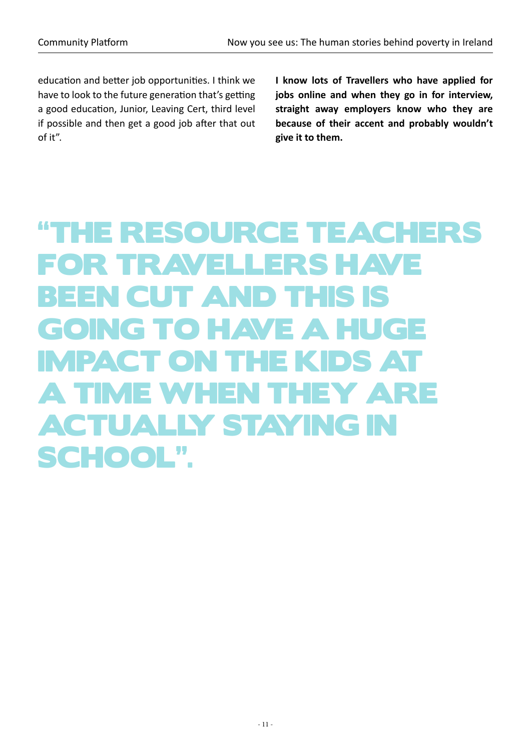education and better job opportunities. I think we have to look to the future generation that's getting a good education, Junior, Leaving Cert, third level if possible and then get a good job after that out of it".

**I know lots of Travellers who have applied for jobs online and when they go in for interview, straight away employers know who they are because of their accent and probably wouldn't give it to them.**

## "THE RESOURCE TEACHERS FOR TRAVELLERS HAVE BEEN CUT AND THIS IS GOING TO HAVE A HUGE IMPACT ON THE KIDS AT A TIME WHEN THEY ARE ACTUALLY STAYING IN SCHOOL".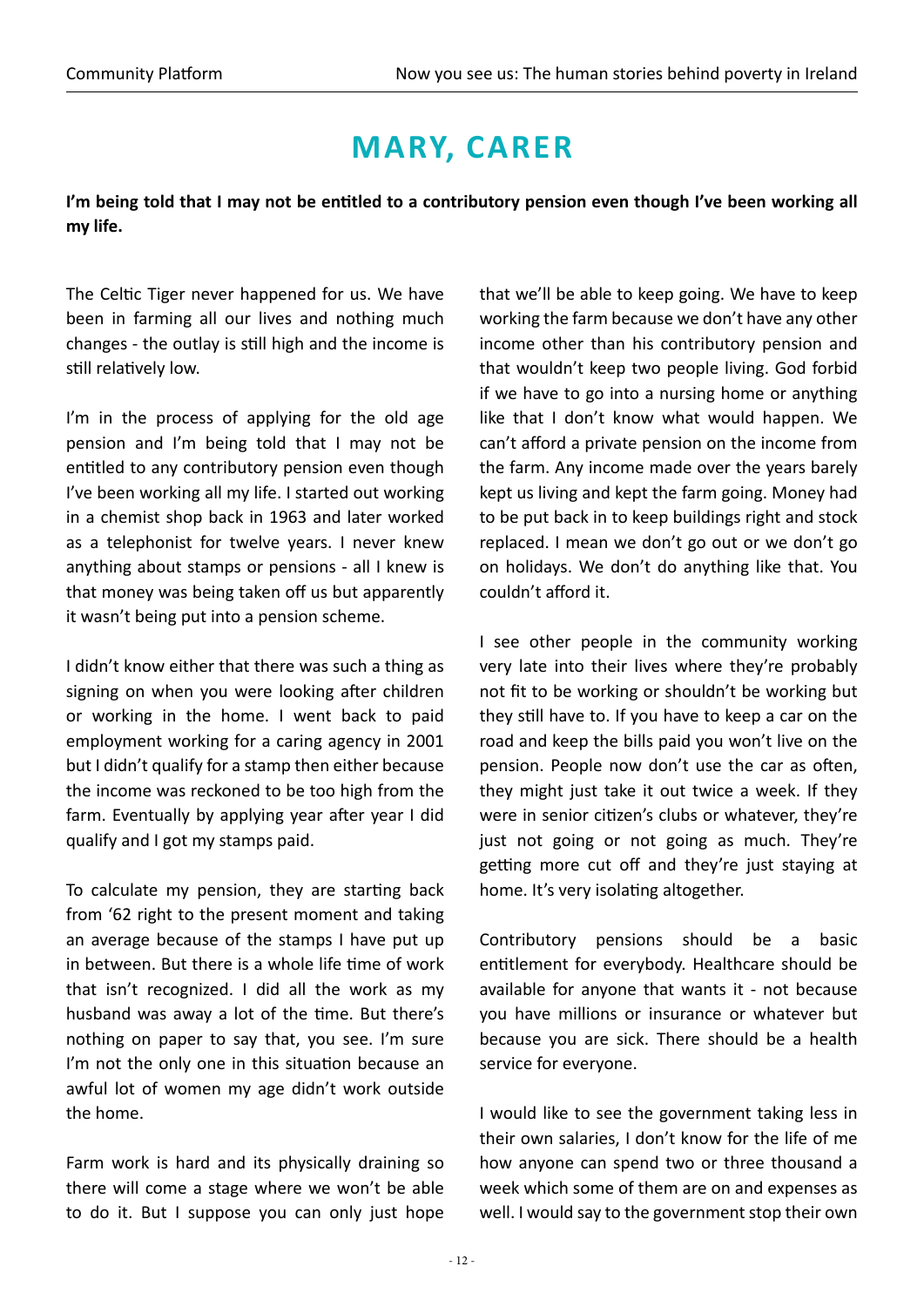# MARY, CARER

**I'm being told that I may not be entitled to a contributory pension even though I've been working all my life.**

The Celtic Tiger never happened for us. We have been in farming all our lives and nothing much changes - the outlay is still high and the income is still relatively low.

I'm in the process of applying for the old age pension and I'm being told that I may not be entitled to any contributory pension even though I've been working all my life. I started out working in a chemist shop back in 1963 and later worked as a telephonist for twelve years. I never knew anything about stamps or pensions - all I knew is that money was being taken off us but apparently it wasn't being put into a pension scheme.

I didn't know either that there was such a thing as signing on when you were looking after children or working in the home. I went back to paid employment working for a caring agency in 2001 but I didn't qualify for a stamp then either because the income was reckoned to be too high from the farm. Eventually by applying year after year I did qualify and I got my stamps paid.

To calculate my pension, they are starting back from '62 right to the present moment and taking an average because of the stamps I have put up in between. But there is a whole life time of work that isn't recognized. I did all the work as my husband was away a lot of the time. But there's nothing on paper to say that, you see. I'm sure I'm not the only one in this situation because an awful lot of women my age didn't work outside the home.

Farm work is hard and its physically draining so there will come a stage where we won't be able to do it. But I suppose you can only just hope that we'll be able to keep going. We have to keep working the farm because we don't have any other income other than his contributory pension and that wouldn't keep two people living. God forbid if we have to go into a nursing home or anything like that I don't know what would happen. We can't afford a private pension on the income from the farm. Any income made over the years barely kept us living and kept the farm going. Money had to be put back in to keep buildings right and stock replaced. I mean we don't go out or we don't go on holidays. We don't do anything like that. You couldn't afford it.

I see other people in the community working very late into their lives where they're probably not fit to be working or shouldn't be working but they still have to. If you have to keep a car on the road and keep the bills paid you won't live on the pension. People now don't use the car as often, they might just take it out twice a week. If they were in senior citizen's clubs or whatever, they're just not going or not going as much. They're getting more cut off and they're just staying at home. It's very isolating altogether.

Contributory pensions should be a basic entitlement for everybody. Healthcare should be available for anyone that wants it - not because you have millions or insurance or whatever but because you are sick. There should be a health service for everyone.

I would like to see the government taking less in their own salaries, I don't know for the life of me how anyone can spend two or three thousand a week which some of them are on and expenses as well. I would say to the government stop their own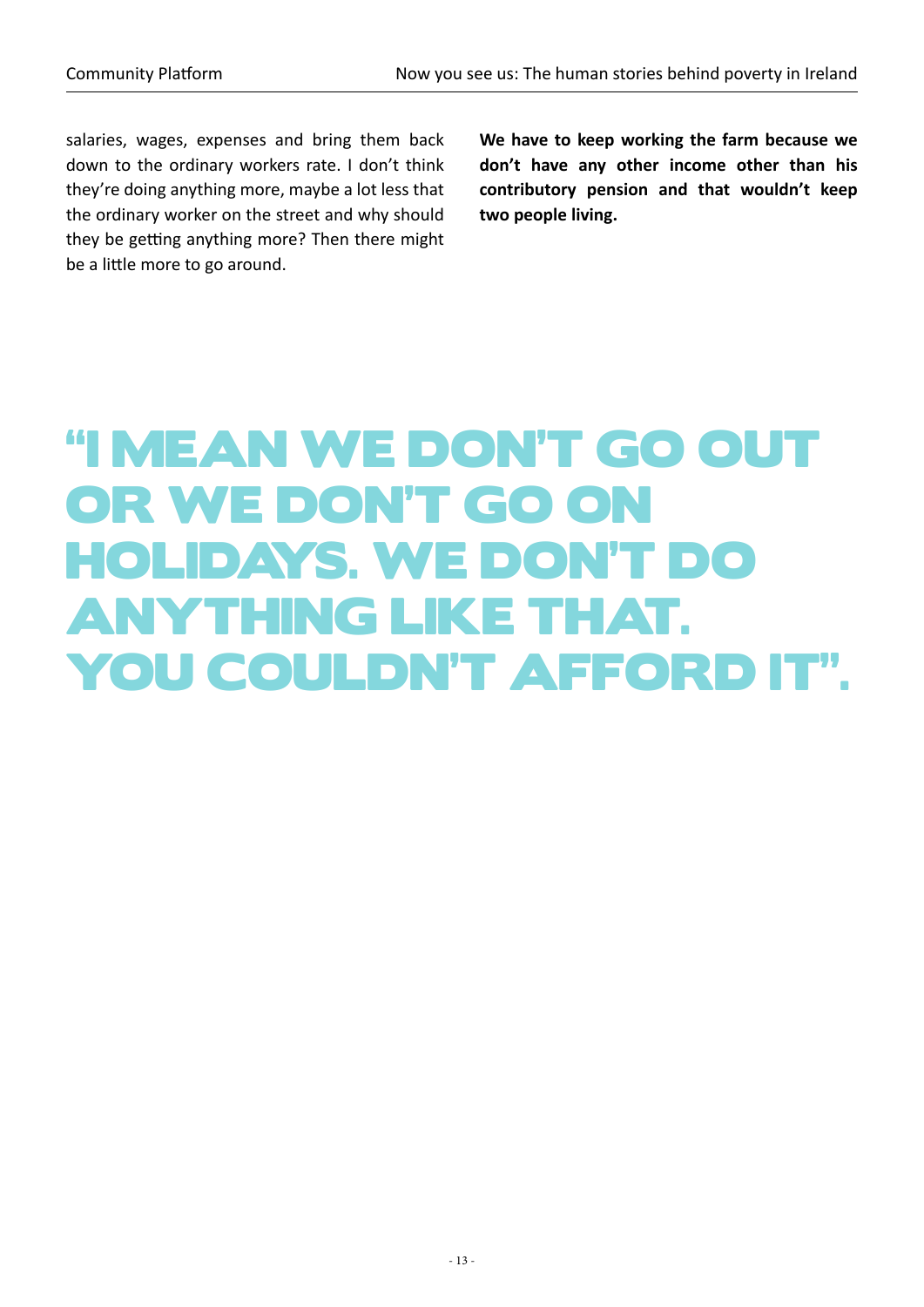salaries, wages, expenses and bring them back down to the ordinary workers rate. I don't think they're doing anything more, maybe a lot less that the ordinary worker on the street and why should they be getting anything more? Then there might be a little more to go around.

**We have to keep working the farm because we don't have any other income other than his contributory pension and that wouldn't keep two people living.**

# "I MEAN WE DON'T GO OUT OR WE DON'T GO ON HOLIDAYS. WE DON'T DO ANYTHING LIKE THAT. YOU COULDN'T AFFORD IT".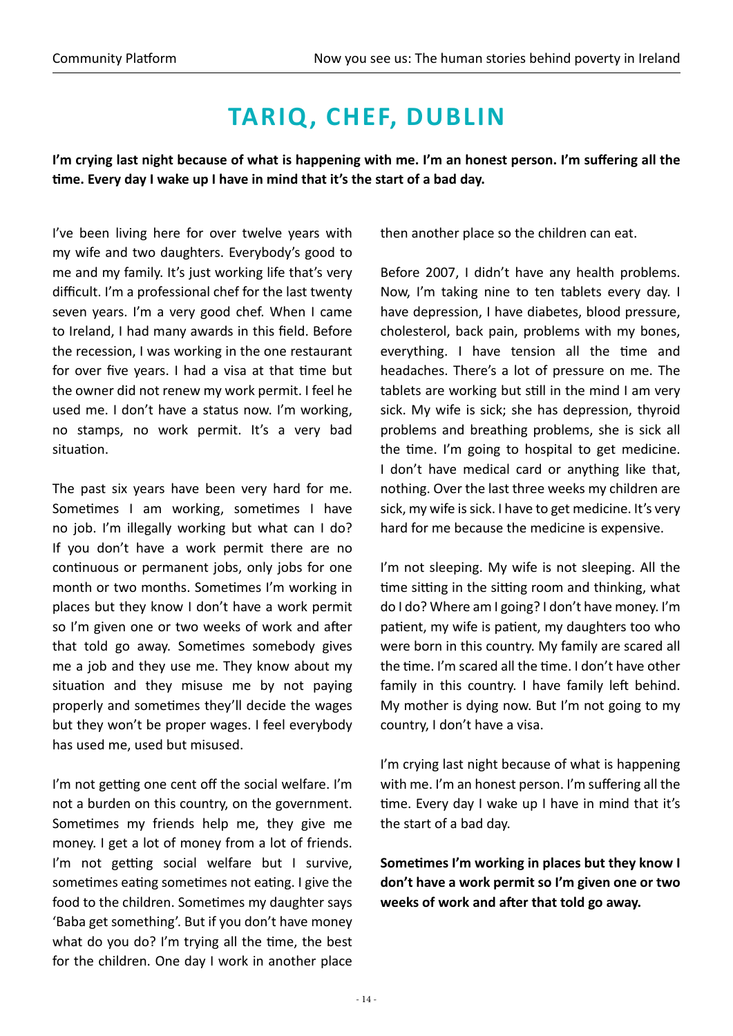# TARIQ, CHEF, DUBLIN

**I'm crying last night because of what is happening with me. I'm an honest person. I'm suffering all the time. Every day I wake up I have in mind that it's the start of a bad day.**

I've been living here for over twelve years with my wife and two daughters. Everybody's good to me and my family. It's just working life that's very difficult. I'm a professional chef for the last twenty seven years. I'm a very good chef. When I came to Ireland, I had many awards in this field. Before the recession, I was working in the one restaurant for over five years. I had a visa at that time but the owner did not renew my work permit. I feel he used me. I don't have a status now. I'm working, no stamps, no work permit. It's a very bad situation.

The past six years have been very hard for me. Sometimes I am working, sometimes I have no job. I'm illegally working but what can I do? If you don't have a work permit there are no continuous or permanent jobs, only jobs for one month or two months. Sometimes I'm working in places but they know I don't have a work permit so I'm given one or two weeks of work and after that told go away. Sometimes somebody gives me a job and they use me. They know about my situation and they misuse me by not paying properly and sometimes they'll decide the wages but they won't be proper wages. I feel everybody has used me, used but misused.

I'm not getting one cent off the social welfare. I'm not a burden on this country, on the government. Sometimes my friends help me, they give me money. I get a lot of money from a lot of friends. I'm not getting social welfare but I survive, sometimes eating sometimes not eating. I give the food to the children. Sometimes my daughter says 'Baba get something'. But if you don't have money what do you do? I'm trying all the time, the best for the children. One day I work in another place then another place so the children can eat.

Before 2007, I didn't have any health problems. Now, I'm taking nine to ten tablets every day. I have depression, I have diabetes, blood pressure, cholesterol, back pain, problems with my bones, everything. I have tension all the time and headaches. There's a lot of pressure on me. The tablets are working but still in the mind I am very sick. My wife is sick; she has depression, thyroid problems and breathing problems, she is sick all the time. I'm going to hospital to get medicine. I don't have medical card or anything like that, nothing. Over the last three weeks my children are sick, my wife is sick. I have to get medicine. It's very hard for me because the medicine is expensive.

I'm not sleeping. My wife is not sleeping. All the time sitting in the sitting room and thinking, what do I do? Where am I going? I don't have money. I'm patient, my wife is patient, my daughters too who were born in this country. My family are scared all the time. I'm scared all the time. I don't have other family in this country. I have family left behind. My mother is dying now. But I'm not going to my country, I don't have a visa.

I'm crying last night because of what is happening with me. I'm an honest person. I'm suffering all the time. Every day I wake up I have in mind that it's the start of a bad day.

**Sometimes I'm working in places but they know I don't have a work permit so I'm given one or two weeks of work and after that told go away.**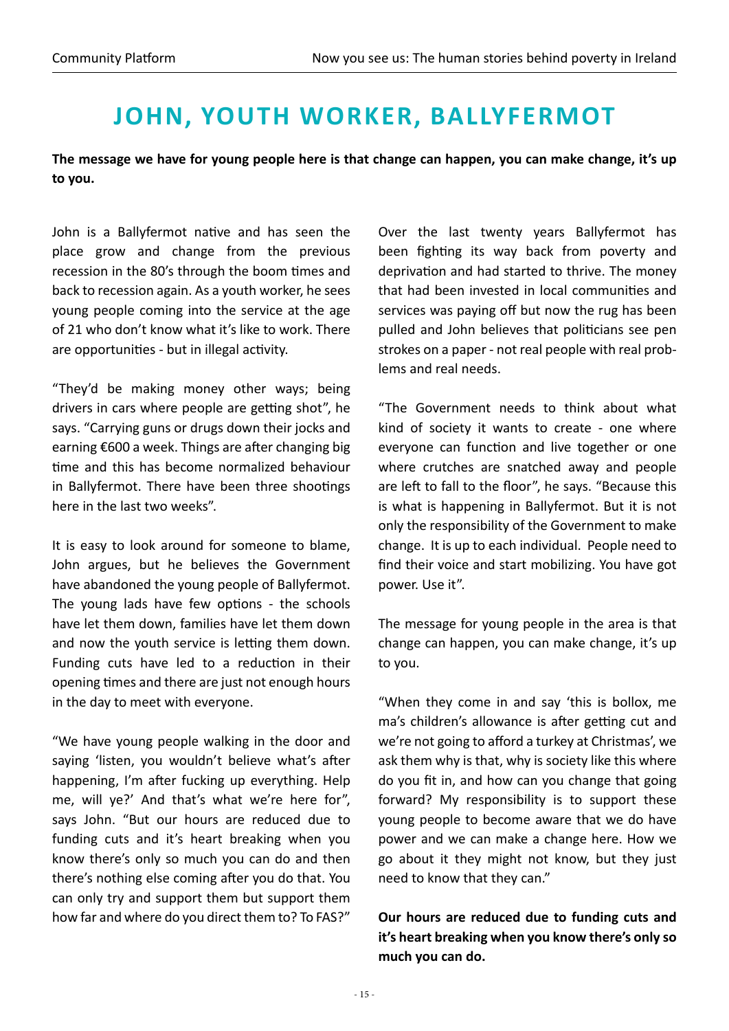# JOHN, YOUTH WORKER, BALLYFERMOT

**The message we have for young people here is that change can happen, you can make change, it's up to you.**

John is a Ballyfermot native and has seen the place grow and change from the previous recession in the 80's through the boom times and back to recession again. As a youth worker, he sees young people coming into the service at the age of 21 who don't know what it's like to work. There are opportunities - but in illegal activity.

"They'd be making money other ways; being drivers in cars where people are getting shot", he says. "Carrying guns or drugs down their jocks and earning €600 a week. Things are after changing big time and this has become normalized behaviour in Ballyfermot. There have been three shootings here in the last two weeks".

It is easy to look around for someone to blame, John argues, but he believes the Government have abandoned the young people of Ballyfermot. The young lads have few options - the schools have let them down, families have let them down and now the youth service is letting them down. Funding cuts have led to a reduction in their opening times and there are just not enough hours in the day to meet with everyone.

"We have young people walking in the door and saying 'listen, you wouldn't believe what's after happening, I'm after fucking up everything. Help me, will ye?' And that's what we're here for", says John. "But our hours are reduced due to funding cuts and it's heart breaking when you know there's only so much you can do and then there's nothing else coming after you do that. You can only try and support them but support them how far and where do you direct them to? To FAS?"

Over the last twenty years Ballyfermot has been fighting its way back from poverty and deprivation and had started to thrive. The money that had been invested in local communities and services was paying off but now the rug has been pulled and John believes that politicians see pen strokes on a paper - not real people with real problems and real needs.

"The Government needs to think about what kind of society it wants to create - one where everyone can function and live together or one where crutches are snatched away and people are left to fall to the floor", he says. "Because this is what is happening in Ballyfermot. But it is not only the responsibility of the Government to make change. It is up to each individual. People need to find their voice and start mobilizing. You have got power. Use it".

The message for young people in the area is that change can happen, you can make change, it's up to you.

"When they come in and say 'this is bollox, me ma's children's allowance is after getting cut and we're not going to afford a turkey at Christmas', we ask them why is that, why is society like this where do you fit in, and how can you change that going forward? My responsibility is to support these young people to become aware that we do have power and we can make a change here. How we go about it they might not know, but they just need to know that they can."

**Our hours are reduced due to funding cuts and it's heart breaking when you know there's only so much you can do.**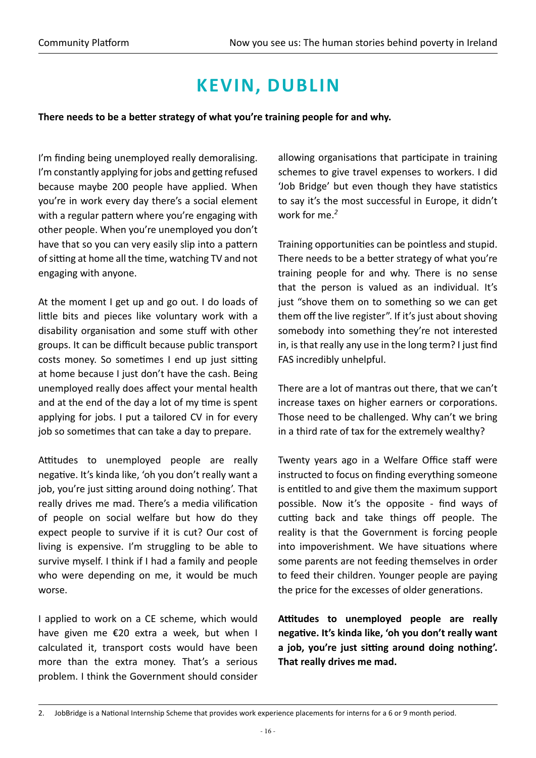# KEVIN, DUBLIN

**There needs to be a better strategy of what you're training people for and why.**

I'm finding being unemployed really demoralising. I'm constantly applying for jobs and getting refused because maybe 200 people have applied. When you're in work every day there's a social element with a regular pattern where you're engaging with other people. When you're unemployed you don't have that so you can very easily slip into a pattern of sitting at home all the time, watching TV and not engaging with anyone.

At the moment I get up and go out. I do loads of little bits and pieces like voluntary work with a disability organisation and some stuff with other groups. It can be difficult because public transport costs money. So sometimes I end up just sitting at home because I just don't have the cash. Being unemployed really does affect your mental health and at the end of the day a lot of my time is spent applying for jobs. I put a tailored CV in for every job so sometimes that can take a day to prepare.

Attitudes to unemployed people are really negative. It's kinda like, 'oh you don't really want a job, you're just sitting around doing nothing'. That really drives me mad. There's a media vilification of people on social welfare but how do they expect people to survive if it is cut? Our cost of living is expensive. I'm struggling to be able to survive myself. I think if I had a family and people who were depending on me, it would be much worse.

I applied to work on a CE scheme, which would have given me €20 extra a week, but when I calculated it, transport costs would have been more than the extra money. That's a serious problem. I think the Government should consider allowing organisations that participate in training schemes to give travel expenses to workers. I did 'Job Bridge' but even though they have statistics to say it's the most successful in Europe, it didn't work for me.[2]

Training opportunities can be pointless and stupid. There needs to be a better strategy of what you're training people for and why. There is no sense that the person is valued as an individual. It's just "shove them on to something so we can get them off the live register". If it's just about shoving somebody into something they're not interested in, is that really any use in the long term? I just find FAS incredibly unhelpful.

There are a lot of mantras out there, that we can't increase taxes on higher earners or corporations. Those need to be challenged. Why can't we bring in a third rate of tax for the extremely wealthy?

Twenty years ago in a Welfare Office staff were instructed to focus on finding everything someone is entitled to and give them the maximum support possible. Now it's the opposite - find ways of cutting back and take things off people. The reality is that the Government is forcing people into impoverishment. We have situations where some parents are not feeding themselves in order to feed their children. Younger people are paying the price for the excesses of older generations.

**Attitudes to unemployed people are really negative. It's kinda like, 'oh you don't really want a job, you're just sitting around doing nothing'. That really drives me mad.**

---

2. JobBridge is a National Internship Scheme that provides work experience placements for interns for a 6 or 9 month period.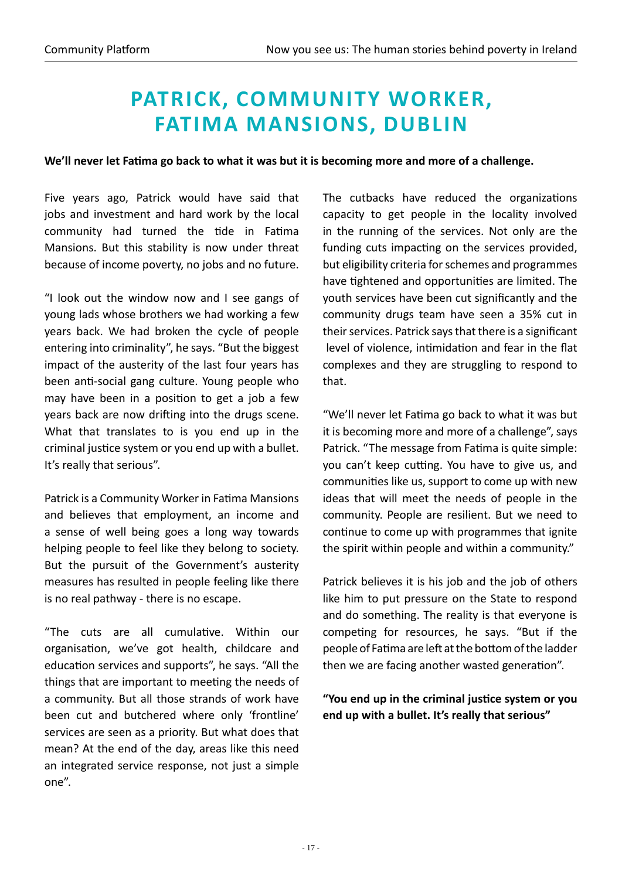# PATRICK, COMMUNITY WORKER, FATIMA MANSIONS, DUBLIN

**We'll never let Fatima go back to what it was but it is becoming more and more of a challenge.**

Five years ago, Patrick would have said that jobs and investment and hard work by the local community had turned the tide in Fatima Mansions. But this stability is now under threat because of income poverty, no jobs and no future.

"I look out the window now and I see gangs of young lads whose brothers we had working a few years back. We had broken the cycle of people entering into criminality", he says. "But the biggest impact of the austerity of the last four years has been anti-social gang culture. Young people who may have been in a position to get a job a few years back are now drifting into the drugs scene. What that translates to is you end up in the criminal justice system or you end up with a bullet. It's really that serious".

Patrick is a Community Worker in Fatima Mansions and believes that employment, an income and a sense of well being goes a long way towards helping people to feel like they belong to society. But the pursuit of the Government's austerity measures has resulted in people feeling like there is no real pathway - there is no escape.

"The cuts are all cumulative. Within our organisation, we've got health, childcare and education services and supports", he says. "All the things that are important to meeting the needs of a community. But all those strands of work have been cut and butchered where only 'frontline' services are seen as a priority. But what does that mean? At the end of the day, areas like this need an integrated service response, not just a simple one".

The cutbacks have reduced the organizations capacity to get people in the locality involved in the running of the services. Not only are the funding cuts impacting on the services provided, but eligibility criteria for schemes and programmes have tightened and opportunities are limited. The youth services have been cut significantly and the community drugs team have seen a 35% cut in their services. Patrick says that there is a significant level of violence, intimidation and fear in the flat complexes and they are struggling to respond to that.

"We'll never let Fatima go back to what it was but it is becoming more and more of a challenge", says Patrick. "The message from Fatima is quite simple: you can't keep cutting. You have to give us, and communities like us, support to come up with new ideas that will meet the needs of people in the community. People are resilient. But we need to continue to come up with programmes that ignite the spirit within people and within a community."

Patrick believes it is his job and the job of others like him to put pressure on the State to respond and do something. The reality is that everyone is competing for resources, he says. "But if the people of Fatima are left at the bottom of the ladder then we are facing another wasted generation".

**"You end up in the criminal justice system or you end up with a bullet. It's really that serious"**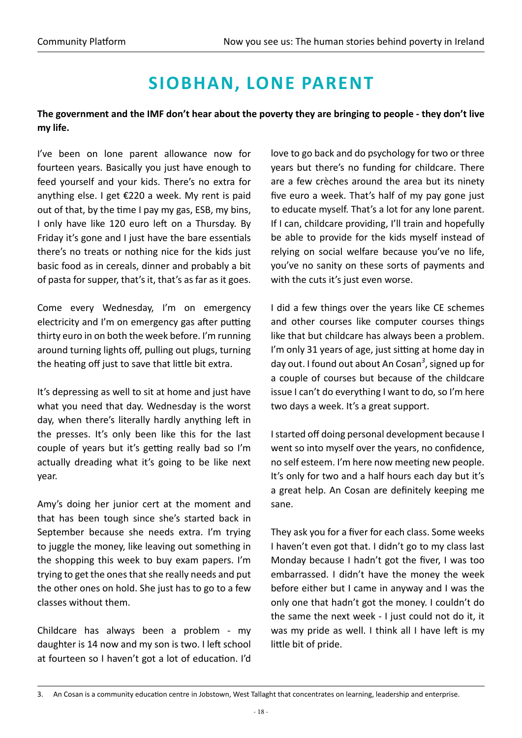# SIOBHAN, LONE PARENT

**The government and the IMF don't hear about the poverty they are bringing to people - they don't live my life.**

I've been on lone parent allowance now for fourteen years. Basically you just have enough to feed yourself and your kids. There's no extra for anything else. I get €220 a week. My rent is paid out of that, by the time I pay my gas, ESB, my bins, I only have like 120 euro left on a Thursday. By Friday it's gone and I just have the bare essentials there's no treats or nothing nice for the kids just basic food as in cereals, dinner and probably a bit of pasta for supper, that's it, that's as far as it goes.

Come every Wednesday, I'm on emergency electricity and I'm on emergency gas after putting thirty euro in on both the week before. I'm running around turning lights off, pulling out plugs, turning the heating off just to save that little bit extra.

It's depressing as well to sit at home and just have what you need that day. Wednesday is the worst day, when there's literally hardly anything left in the presses. It's only been like this for the last couple of years but it's getting really bad so I'm actually dreading what it's going to be like next year.

Amy's doing her junior cert at the moment and that has been tough since she's started back in September because she needs extra. I'm trying to juggle the money, like leaving out something in the shopping this week to buy exam papers. I'm trying to get the ones that she really needs and put the other ones on hold. She just has to go to a few classes without them.

Childcare has always been a problem - my daughter is 14 now and my son is two. I left school at fourteen so I haven't got a lot of education. I'd love to go back and do psychology for two or three years but there's no funding for childcare. There are a few crèches around the area but its ninety five euro a week. That's half of my pay gone just to educate myself. That's a lot for any lone parent. If I can, childcare providing, I'll train and hopefully be able to provide for the kids myself instead of relying on social welfare because you've no life, you've no sanity on these sorts of payments and with the cuts it's just even worse.

I did a few things over the years like CE schemes and other courses like computer courses things like that but childcare has always been a problem. I'm only 31 years of age, just sitting at home day in day out. I found out about An Cosan[3], signed up for a couple of courses but because of the childcare issue I can't do everything I want to do, so I'm here two days a week. It's a great support.

I started off doing personal development because I went so into myself over the years, no confidence, no self esteem. I'm here now meeting new people. It's only for two and a half hours each day but it's a great help. An Cosan are definitely keeping me sane.

They ask you for a fiver for each class. Some weeks I haven't even got that. I didn't go to my class last Monday because I hadn't got the fiver, I was too embarrassed. I didn't have the money the week before either but I came in anyway and I was the only one that hadn't got the money. I couldn't do the same the next week - I just could not do it, it was my pride as well. I think all I have left is my little bit of pride.

3. An Cosan is a community education centre in Jobstown, West Tallaght that concentrates on learning, leadership and enterprise.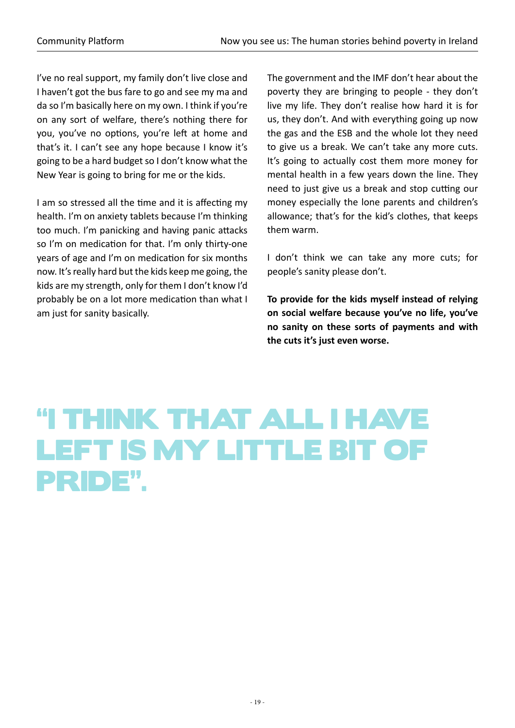I've no real support, my family don't live close and I haven't got the bus fare to go and see my ma and da so I'm basically here on my own. I think if you're on any sort of welfare, there's nothing there for you, you've no options, you're left at home and that's it. I can't see any hope because I know it's going to be a hard budget so I don't know what the New Year is going to bring for me or the kids.

I am so stressed all the time and it is affecting my health. I'm on anxiety tablets because I'm thinking too much. I'm panicking and having panic attacks so I'm on medication for that. I'm only thirty-one years of age and I'm on medication for six months now. It's really hard but the kids keep me going, the kids are my strength, only for them I don't know I'd probably be on a lot more medication than what I am just for sanity basically.

The government and the IMF don't hear about the poverty they are bringing to people - they don't live my life. They don't realise how hard it is for us, they don't. And with everything going up now the gas and the ESB and the whole lot they need to give us a break. We can't take any more cuts. It's going to actually cost them more money for mental health in a few years down the line. They need to just give us a break and stop cutting our money especially the lone parents and children's allowance; that's for the kid's clothes, that keeps them warm.

I don't think we can take any more cuts; for people's sanity please don't.

**To provide for the kids myself instead of relying on social welfare because you've no life, you've no sanity on these sorts of payments and with the cuts it's just even worse.**

## "I THINK THAT ALL I HAVE LEFT IS MY LITTLE BIT OF PRIDE".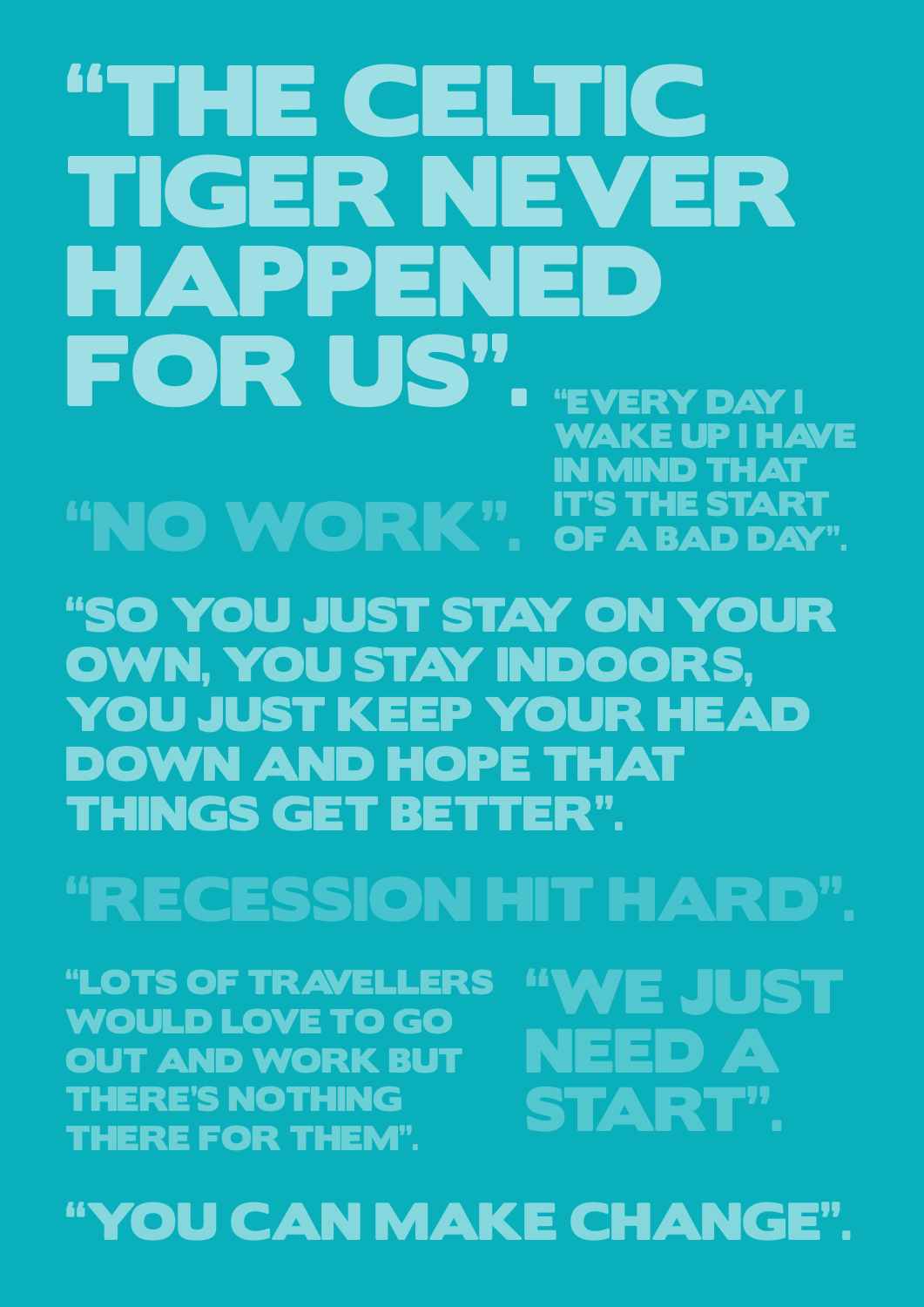# "THE CELTIC TIGER NEVER HAPPENED FOR US".

"EVERY DAY I WAKE UP I HAVE IN MIND THAT IT'S THE START OF A BAD DAY".

## "NO WORK".

## "SO YOU JUST STAY ON YOUR OWN, YOU STAY INDOORS, YOU JUST KEEP YOUR HEAD DOWN AND HOPE THAT THINGS GET BETTER".

## "RECESSION HIT HARD".

"LOTS OF TRAVELLERS WOULD LOVE TO GO OUT AND WORK BUT THERE'S NOTHING THERE FOR THEM".

## "WE JUST NEED A START".

## "YOU CAN MAKE CHANGE".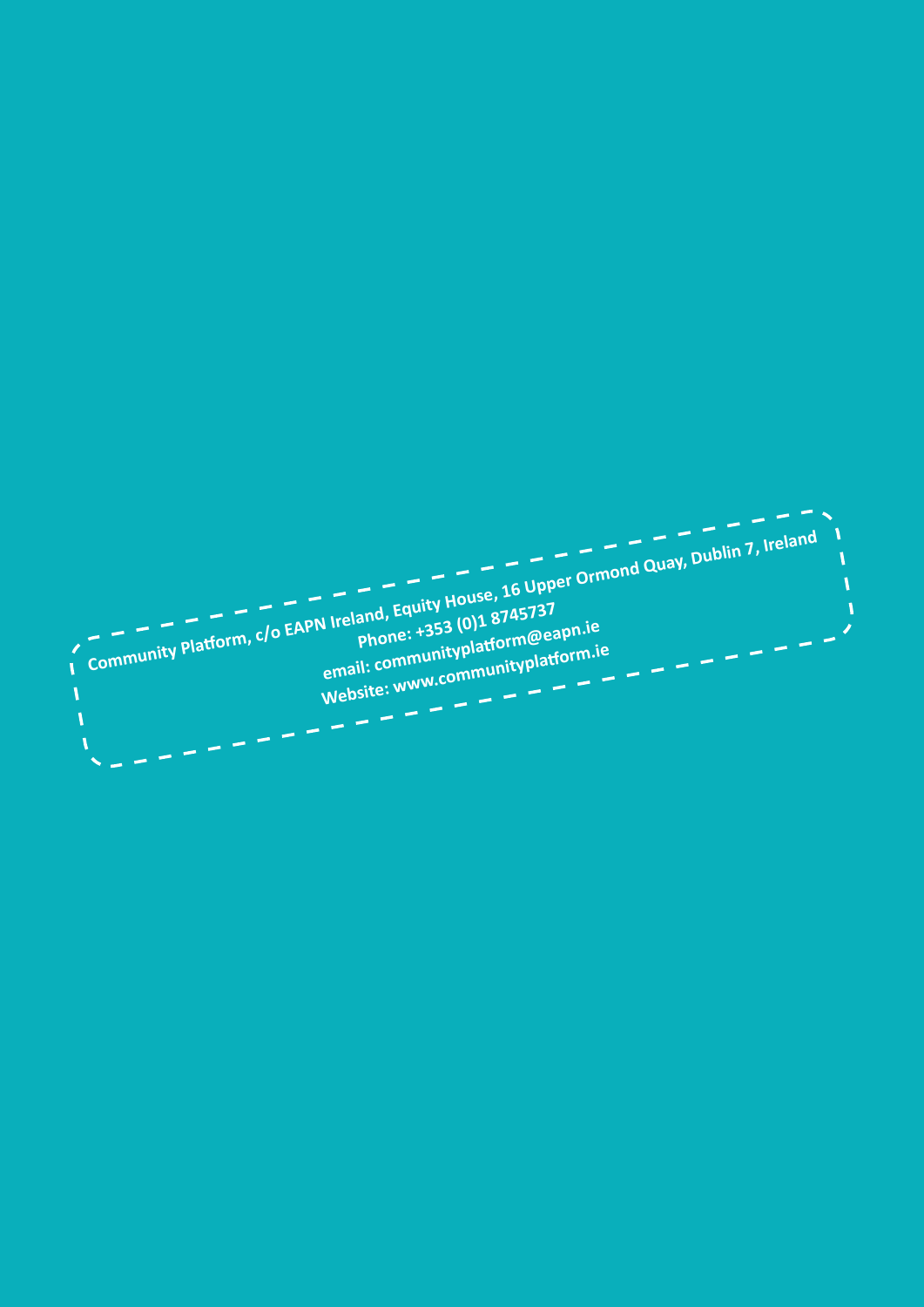Community Platform, c/o EAPN Ireland, Equity House, 16 Upper Ormond Quay, Dublin 7, Ireland

Phone: +353 (0)1 8745737

email: communityplatform@eapn.ie

Website: www.communityplatform.ie